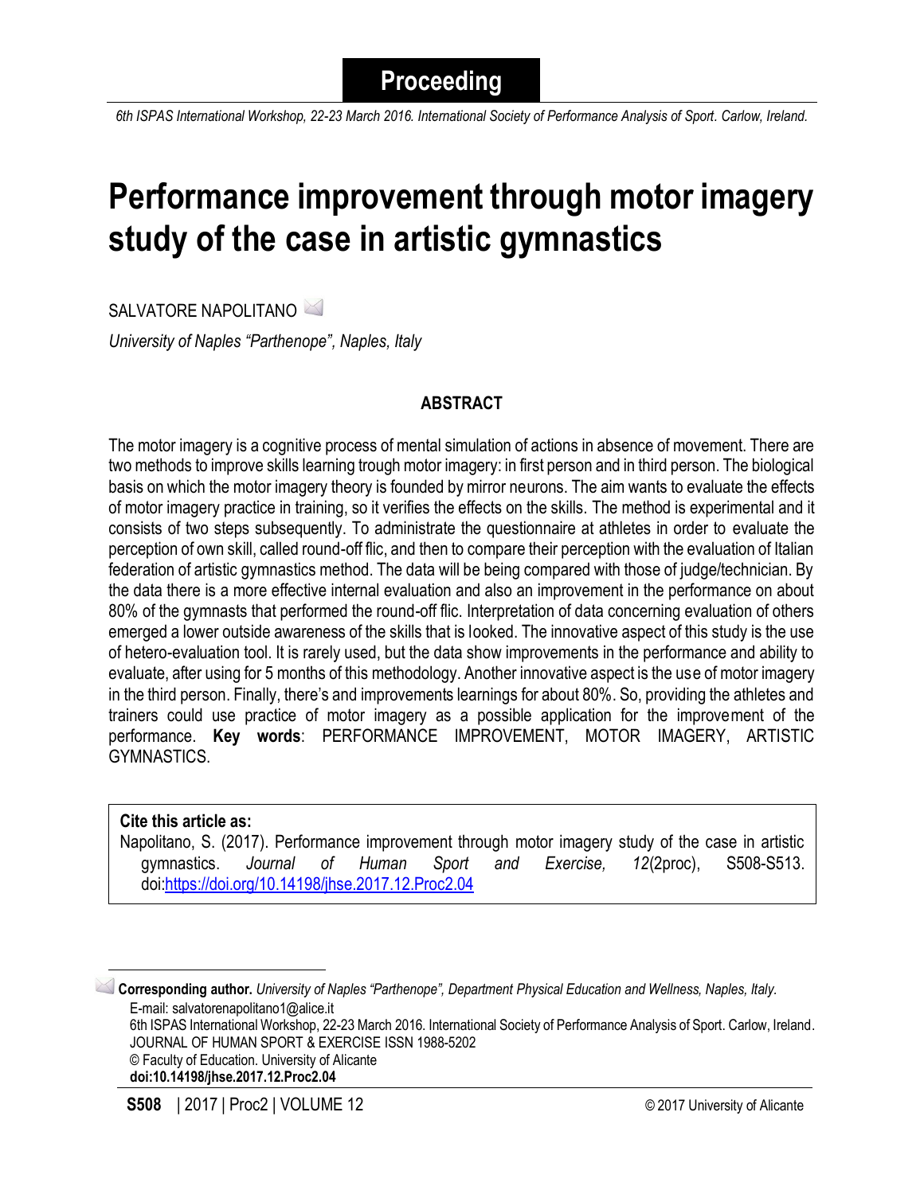**Proceeding**

*6th ISPAS International Workshop, 22-23 March 2016. International Society of Performance Analysis of Sport. Carlow, Ireland.*

# Performance improvement through motor imagery study of the case in artistic gymnastics

SALVATORE NAPOLITANO

*University of Naples "Parthenope", Naples, Italy*

## ABSTRACT

The motor imagery is a cognitive process of mental simulation of actions in absence of movement. There are two methods to improve skills learning trough motor imagery: in first person and in third person. The biological basis on which the motor imagery theory is founded by mirror neurons. The aim wants to evaluate the effects of motor imagery practice in training, so it verifies the effects on the skills. The method is experimental and it consists of two steps subsequently. To administrate the questionnaire at athletes in order to evaluate the perception of own skill, called round-off flic, and then to compare their perception with the evaluation of Italian federation of artistic gymnastics method. The data will be being compared with those of judge/technician. By the data there is a more effective internal evaluation and also an improvement in the performance on about 80% of the gymnasts that performed the round-off flic. Interpretation of data concerning evaluation of others emerged a lower outside awareness of the skills that is looked. The innovative aspect of this study is the use of hetero-evaluation tool. It is rarely used, but the data show improvements in the performance and ability to evaluate, after using for 5 months of this methodology. Another innovative aspect is the use of motor imagery in the third person. Finally, there's and improvements learnings for about 80%. So, providing the athletes and trainers could use practice of motor imagery as a possible application for the improvement of the performance. **Key words**: PERFORMANCE IMPROVEMENT, MOTOR IMAGERY, ARTISTIC GYMNASTICS.

**Cite this article as:**
Napolitano, S. (2017). Performance improvement through motor imagery study of the case in artistic gymnastics. *Journal of Human Sport and Exercise, 12*(2proc), S508-S513. doi:https://doi.org/10.14198/jhse.2017.12.Proc2.04

---

**Corresponding author.** *University of Naples "Parthenope", Department Physical Education and Wellness, Naples, Italy.*
E-mail: salvatorenapolitano1@alice.it
6th ISPAS International Workshop, 22-23 March 2016. International Society of Performance Analysis of Sport. Carlow, Ireland.
JOURNAL OF HUMAN SPORT & EXERCISE ISSN 1988-5202
© Faculty of Education. University of Alicante
**doi:10.14198/jhse.2017.12.Proc2.04**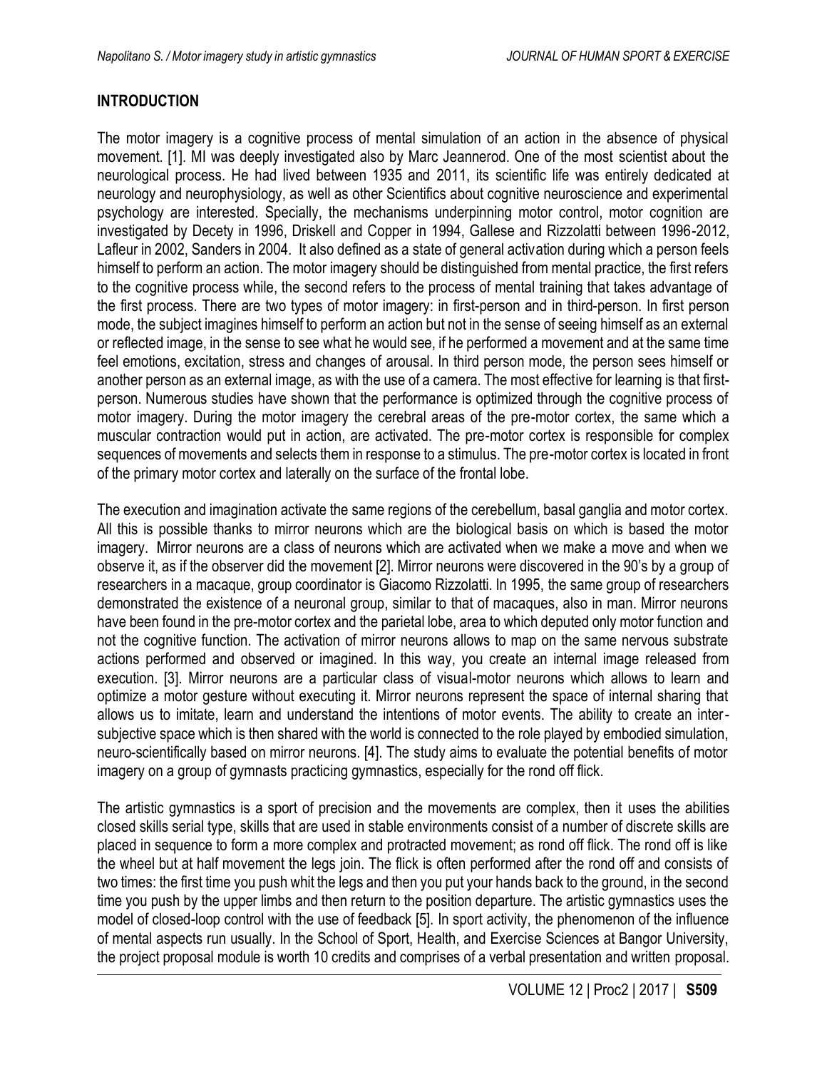## INTRODUCTION

The motor imagery is a cognitive process of mental simulation of an action in the absence of physical movement. [1]. MI was deeply investigated also by Marc Jeannerod. One of the most scientist about the neurological process. He had lived between 1935 and 2011, its scientific life was entirely dedicated at neurology and neurophysiology, as well as other Scientifics about cognitive neuroscience and experimental psychology are interested. Specially, the mechanisms underpinning motor control, motor cognition are investigated by Decety in 1996, Driskell and Copper in 1994, Gallese and Rizzolatti between 1996-2012, Lafleur in 2002, Sanders in 2004. It also defined as a state of general activation during which a person feels himself to perform an action. The motor imagery should be distinguished from mental practice, the first refers to the cognitive process while, the second refers to the process of mental training that takes advantage of the first process. There are two types of motor imagery: in first-person and in third-person. In first person mode, the subject imagines himself to perform an action but not in the sense of seeing himself as an external or reflected image, in the sense to see what he would see, if he performed a movement and at the same time feel emotions, excitation, stress and changes of arousal. In third person mode, the person sees himself or another person as an external image, as with the use of a camera. The most effective for learning is that first-person. Numerous studies have shown that the performance is optimized through the cognitive process of motor imagery. During the motor imagery the cerebral areas of the pre-motor cortex, the same which a muscular contraction would put in action, are activated. The pre-motor cortex is responsible for complex sequences of movements and selects them in response to a stimulus. The pre-motor cortex is located in front of the primary motor cortex and laterally on the surface of the frontal lobe.

The execution and imagination activate the same regions of the cerebellum, basal ganglia and motor cortex. All this is possible thanks to mirror neurons which are the biological basis on which is based the motor imagery. Mirror neurons are a class of neurons which are activated when we make a move and when we observe it, as if the observer did the movement [2]. Mirror neurons were discovered in the 90's by a group of researchers in a macaque, group coordinator is Giacomo Rizzolatti. In 1995, the same group of researchers demonstrated the existence of a neuronal group, similar to that of macaques, also in man. Mirror neurons have been found in the pre-motor cortex and the parietal lobe, area to which deputed only motor function and not the cognitive function. The activation of mirror neurons allows to map on the same nervous substrate actions performed and observed or imagined. In this way, you create an internal image released from execution. [3]. Mirror neurons are a particular class of visual-motor neurons which allows to learn and optimize a motor gesture without executing it. Mirror neurons represent the space of internal sharing that allows us to imitate, learn and understand the intentions of motor events. The ability to create an inter-subjective space which is then shared with the world is connected to the role played by embodied simulation, neuro-scientifically based on mirror neurons. [4]. The study aims to evaluate the potential benefits of motor imagery on a group of gymnasts practicing gymnastics, especially for the rond off flick.

The artistic gymnastics is a sport of precision and the movements are complex, then it uses the abilities closed skills serial type, skills that are used in stable environments consist of a number of discrete skills are placed in sequence to form a more complex and protracted movement; as rond off flick. The rond off is like the wheel but at half movement the legs join. The flick is often performed after the rond off and consists of two times: the first time you push whit the legs and then you put your hands back to the ground, in the second time you push by the upper limbs and then return to the position departure. The artistic gymnastics uses the model of closed-loop control with the use of feedback [5]. In sport activity, the phenomenon of the influence of mental aspects run usually. In the School of Sport, Health, and Exercise Sciences at Bangor University, the project proposal module is worth 10 credits and comprises of a verbal presentation and written proposal.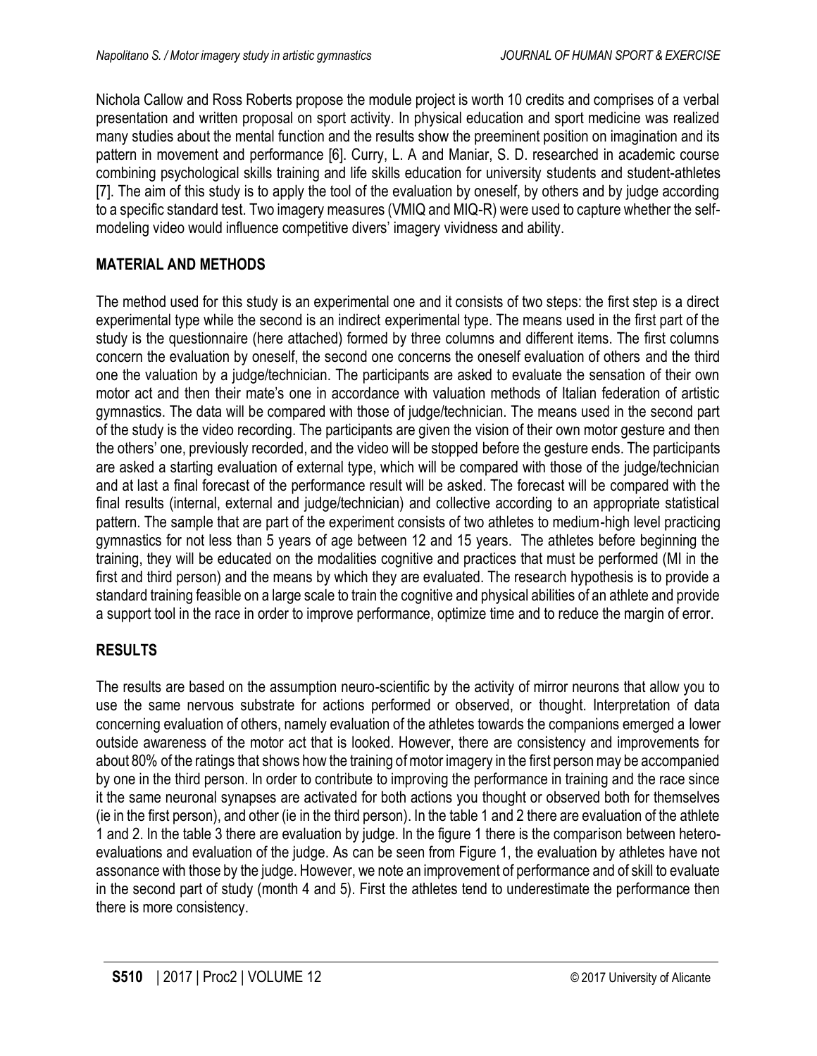Nichola Callow and Ross Roberts propose the module project is worth 10 credits and comprises of a verbal presentation and written proposal on sport activity. In physical education and sport medicine was realized many studies about the mental function and the results show the preeminent position on imagination and its pattern in movement and performance [6]. Curry, L. A and Maniar, S. D. researched in academic course combining psychological skills training and life skills education for university students and student-athletes [7]. The aim of this study is to apply the tool of the evaluation by oneself, by others and by judge according to a specific standard test. Two imagery measures (VMIQ and MIQ-R) were used to capture whether the self-modeling video would influence competitive divers' imagery vividness and ability.

## MATERIAL AND METHODS

The method used for this study is an experimental one and it consists of two steps: the first step is a direct experimental type while the second is an indirect experimental type. The means used in the first part of the study is the questionnaire (here attached) formed by three columns and different items. The first columns concern the evaluation by oneself, the second one concerns the oneself evaluation of others and the third one the valuation by a judge/technician. The participants are asked to evaluate the sensation of their own motor act and then their mate's one in accordance with valuation methods of Italian federation of artistic gymnastics. The data will be compared with those of judge/technician. The means used in the second part of the study is the video recording. The participants are given the vision of their own motor gesture and then the others' one, previously recorded, and the video will be stopped before the gesture ends. The participants are asked a starting evaluation of external type, which will be compared with those of the judge/technician and at last a final forecast of the performance result will be asked. The forecast will be compared with the final results (internal, external and judge/technician) and collective according to an appropriate statistical pattern. The sample that are part of the experiment consists of two athletes to medium-high level practicing gymnastics for not less than 5 years of age between 12 and 15 years. The athletes before beginning the training, they will be educated on the modalities cognitive and practices that must be performed (MI in the first and third person) and the means by which they are evaluated. The research hypothesis is to provide a standard training feasible on a large scale to train the cognitive and physical abilities of an athlete and provide a support tool in the race in order to improve performance, optimize time and to reduce the margin of error.

## RESULTS

The results are based on the assumption neuro-scientific by the activity of mirror neurons that allow you to use the same nervous substrate for actions performed or observed, or thought. Interpretation of data concerning evaluation of others, namely evaluation of the athletes towards the companions emerged a lower outside awareness of the motor act that is looked. However, there are consistency and improvements for about 80% of the ratings that shows how the training of motor imagery in the first person may be accompanied by one in the third person. In order to contribute to improving the performance in training and the race since it the same neuronal synapses are activated for both actions you thought or observed both for themselves (ie in the first person), and other (ie in the third person). In the table 1 and 2 there are evaluation of the athlete 1 and 2. In the table 3 there are evaluation by judge. In the figure 1 there is the comparison between hetero-evaluations and evaluation of the judge. As can be seen from Figure 1, the evaluation by athletes have not assonance with those by the judge. However, we note an improvement of performance and of skill to evaluate in the second part of study (month 4 and 5). First the athletes tend to underestimate the performance then there is more consistency.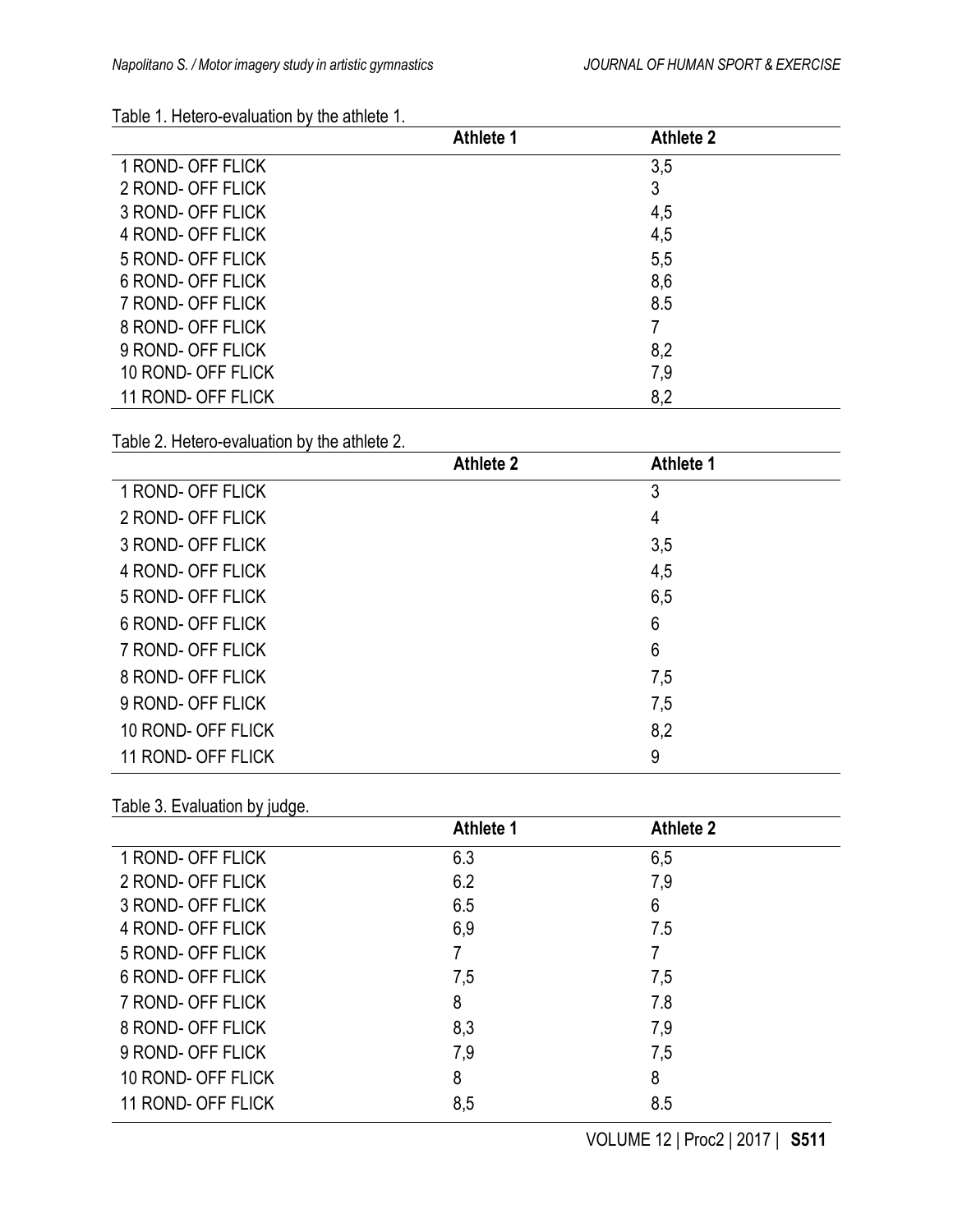Table 1. Hetero-evaluation by the athlete 1.

| | Athlete 1 | Athlete 2 |
|---|---|---|
| 1 ROND- OFF FLICK | | 3,5 |
| 2 ROND- OFF FLICK | | 3 |
| 3 ROND- OFF FLICK | | 4,5 |
| 4 ROND- OFF FLICK | | 4,5 |
| 5 ROND- OFF FLICK | | 5,5 |
| 6 ROND- OFF FLICK | | 8,6 |
| 7 ROND- OFF FLICK | | 8.5 |
| 8 ROND- OFF FLICK | | 7 |
| 9 ROND- OFF FLICK | | 8,2 |
| 10 ROND- OFF FLICK | | 7,9 |
| 11 ROND- OFF FLICK | | 8,2 |

Table 2. Hetero-evaluation by the athlete 2.

| | Athlete 2 | Athlete 1 |
|---|---|---|
| 1 ROND- OFF FLICK | | 3 |
| 2 ROND- OFF FLICK | | 4 |
| 3 ROND- OFF FLICK | | 3,5 |
| 4 ROND- OFF FLICK | | 4,5 |
| 5 ROND- OFF FLICK | | 6,5 |
| 6 ROND- OFF FLICK | | 6 |
| 7 ROND- OFF FLICK | | 6 |
| 8 ROND- OFF FLICK | | 7,5 |
| 9 ROND- OFF FLICK | | 7,5 |
| 10 ROND- OFF FLICK | | 8,2 |
| 11 ROND- OFF FLICK | | 9 |

Table 3. Evaluation by judge.

| | Athlete 1 | Athlete 2 |
|---|---|---|
| 1 ROND- OFF FLICK | 6.3 | 6,5 |
| 2 ROND- OFF FLICK | 6.2 | 7,9 |
| 3 ROND- OFF FLICK | 6.5 | 6 |
| 4 ROND- OFF FLICK | 6,9 | 7.5 |
| 5 ROND- OFF FLICK | 7 | 7 |
| 6 ROND- OFF FLICK | 7,5 | 7,5 |
| 7 ROND- OFF FLICK | 8 | 7.8 |
| 8 ROND- OFF FLICK | 8,3 | 7,9 |
| 9 ROND- OFF FLICK | 7,9 | 7,5 |
| 10 ROND- OFF FLICK | 8 | 8 |
| 11 ROND- OFF FLICK | 8,5 | 8.5 |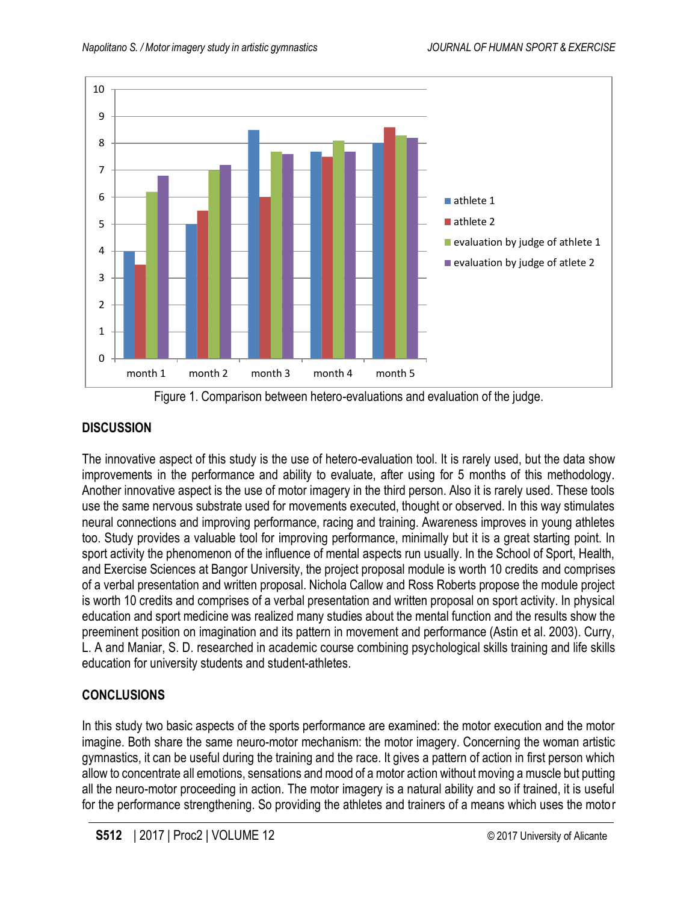Figure 1. Comparison between hetero-evaluations and evaluation of the judge.

## DISCUSSION

The innovative aspect of this study is the use of hetero-evaluation tool. It is rarely used, but the data show improvements in the performance and ability to evaluate, after using for 5 months of this methodology. Another innovative aspect is the use of motor imagery in the third person. Also it is rarely used. These tools use the same nervous substrate used for movements executed, thought or observed. In this way stimulates neural connections and improving performance, racing and training. Awareness improves in young athletes too. Study provides a valuable tool for improving performance, minimally but it is a great starting point. In sport activity the phenomenon of the influence of mental aspects run usually. In the School of Sport, Health, and Exercise Sciences at Bangor University, the project proposal module is worth 10 credits and comprises of a verbal presentation and written proposal. Nichola Callow and Ross Roberts propose the module project is worth 10 credits and comprises of a verbal presentation and written proposal on sport activity. In physical education and sport medicine was realized many studies about the mental function and the results show the preeminent position on imagination and its pattern in movement and performance (Astin et al. 2003). Curry, L. A and Maniar, S. D. researched in academic course combining psychological skills training and life skills education for university students and student-athletes.

## CONCLUSIONS

In this study two basic aspects of the sports performance are examined: the motor execution and the motor imagine. Both share the same neuro-motor mechanism: the motor imagery. Concerning the woman artistic gymnastics, it can be useful during the training and the race. It gives a pattern of action in first person which allow to concentrate all emotions, sensations and mood of a motor action without moving a muscle but putting all the neuro-motor proceeding in action. The motor imagery is a natural ability and so if trained, it is useful for the performance strengthening. So providing the athletes and trainers of a means which uses the motor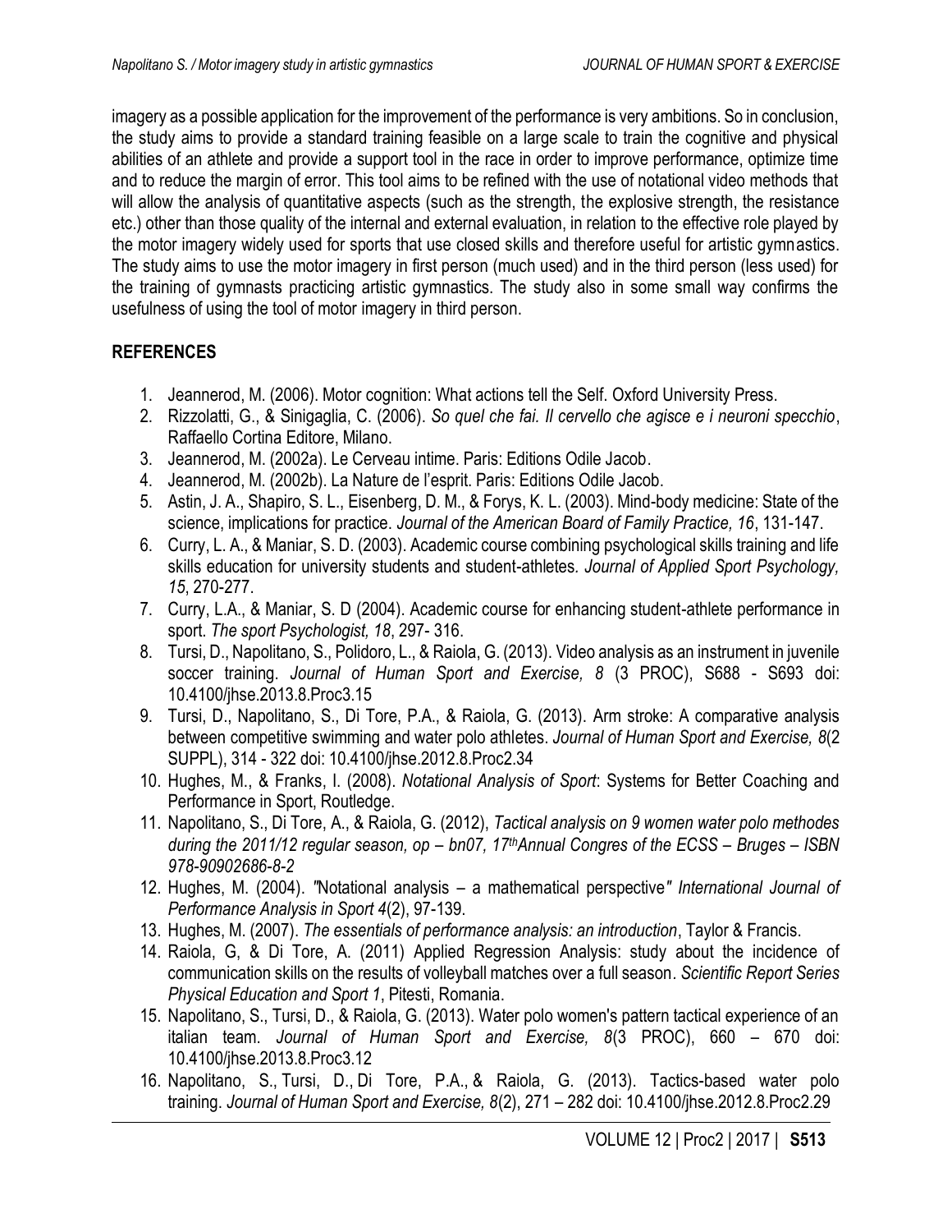imagery as a possible application for the improvement of the performance is very ambitions. So in conclusion, the study aims to provide a standard training feasible on a large scale to train the cognitive and physical abilities of an athlete and provide a support tool in the race in order to improve performance, optimize time and to reduce the margin of error. This tool aims to be refined with the use of notational video methods that will allow the analysis of quantitative aspects (such as the strength, the explosive strength, the resistance etc.) other than those quality of the internal and external evaluation, in relation to the effective role played by the motor imagery widely used for sports that use closed skills and therefore useful for artistic gymnastics. The study aims to use the motor imagery in first person (much used) and in the third person (less used) for the training of gymnasts practicing artistic gymnastics. The study also in some small way confirms the usefulness of using the tool of motor imagery in third person.

## REFERENCES

1. Jeannerod, M. (2006). Motor cognition: What actions tell the Self. Oxford University Press.
2. Rizzolatti, G., & Sinigaglia, C. (2006). *So quel che fai. Il cervello che agisce e i neuroni specchio*, Raffaello Cortina Editore, Milano.
3. Jeannerod, M. (2002a). Le Cerveau intime. Paris: Editions Odile Jacob.
4. Jeannerod, M. (2002b). La Nature de l'esprit. Paris: Editions Odile Jacob.
5. Astin, J. A., Shapiro, S. L., Eisenberg, D. M., & Forys, K. L. (2003). Mind-body medicine: State of the science, implications for practice. *Journal of the American Board of Family Practice, 16*, 131-147.
6. Curry, L. A., & Maniar, S. D. (2003). Academic course combining psychological skills training and life skills education for university students and student-athletes. *Journal of Applied Sport Psychology, 15*, 270-277.
7. Curry, L.A., & Maniar, S. D (2004). Academic course for enhancing student-athlete performance in sport. *The sport Psychologist, 18*, 297- 316.
8. Tursi, D., Napolitano, S., Polidoro, L., & Raiola, G. (2013). Video analysis as an instrument in juvenile soccer training. *Journal of Human Sport and Exercise, 8* (3 PROC), S688 - S693 doi: 10.4100/jhse.2013.8.Proc3.15
9. Tursi, D., Napolitano, S., Di Tore, P.A., & Raiola, G. (2013). Arm stroke: A comparative analysis between competitive swimming and water polo athletes. *Journal of Human Sport and Exercise, 8*(2 SUPPL), 314 - 322 doi: 10.4100/jhse.2012.8.Proc2.34
10. Hughes, M., & Franks, I. (2008). *Notational Analysis of Sport*: Systems for Better Coaching and Performance in Sport, Routledge.
11. Napolitano, S., Di Tore, A., & Raiola, G. (2012), *Tactical analysis on 9 women water polo methodes during the 2011/12 regular season, op – bn07, 17th Annual Congres of the ECSS – Bruges – ISBN 978-90902686-8-2*
12. Hughes, M. (2004). *"*Notational analysis – a mathematical perspective*"* *International Journal of Performance Analysis in Sport 4*(2), 97-139.
13. Hughes, M. (2007). *The essentials of performance analysis: an introduction*, Taylor & Francis.
14. Raiola, G, & Di Tore, A. (2011) Applied Regression Analysis: study about the incidence of communication skills on the results of volleyball matches over a full season. *Scientific Report Series Physical Education and Sport 1*, Pitesti, Romania.
15. Napolitano, S., Tursi, D., & Raiola, G. (2013). Water polo women's pattern tactical experience of an italian team. *Journal of Human Sport and Exercise, 8*(3 PROC), 660 – 670 doi: 10.4100/jhse.2013.8.Proc3.12
16. Napolitano, S., Tursi, D., Di Tore, P.A., & Raiola, G. (2013). Tactics-based water polo training. *Journal of Human Sport and Exercise, 8*(2), 271 – 282 doi: 10.4100/jhse.2012.8.Proc2.29